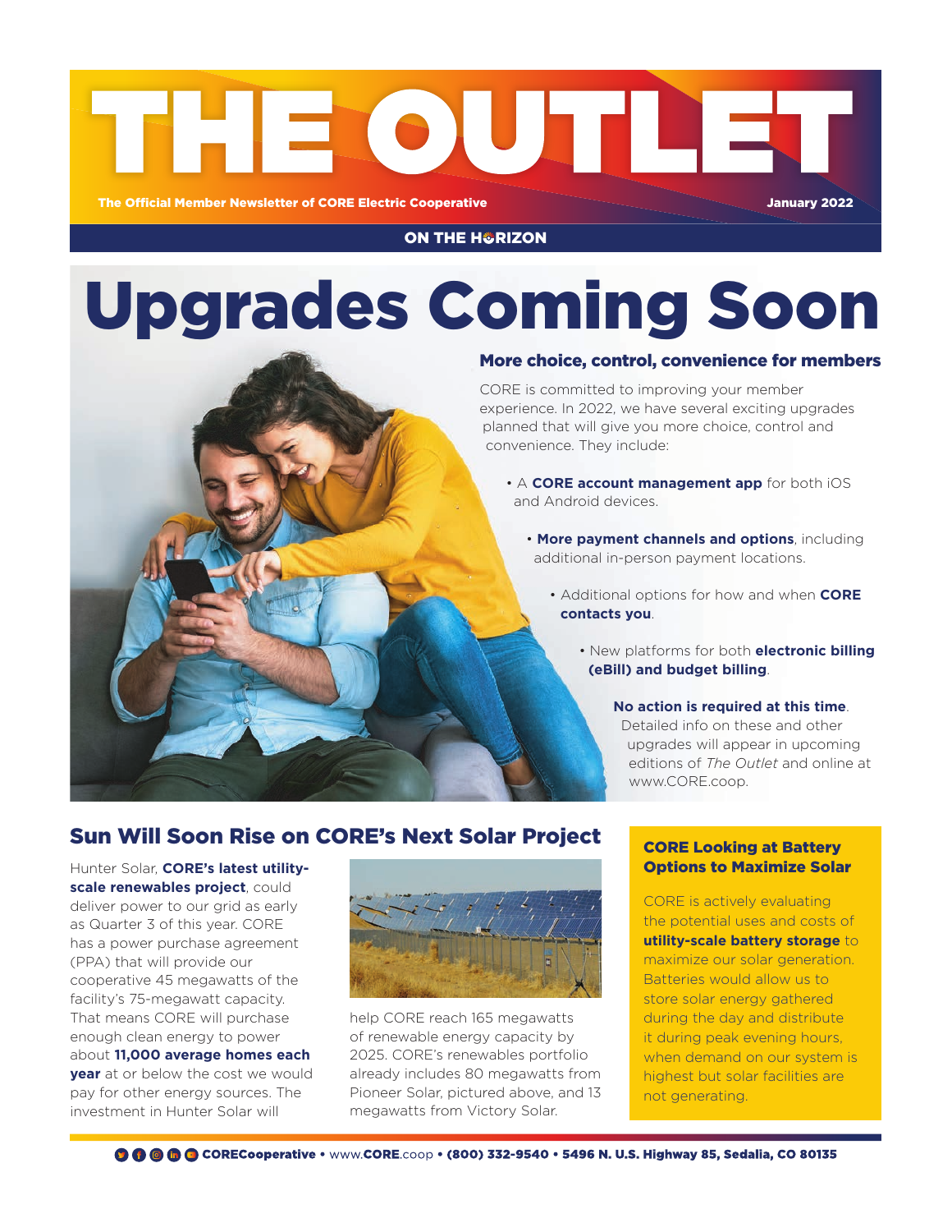# THE OUTLET

The Official Member Newsletter of CORE Electric Cooperative

January 2022

ON THE HORIZON

# Upgrades Coming Soon

### More choice, control, convenience for members

CORE is committed to improving your member experience. In 2022, we have several exciting upgrades planned that will give you more choice, control and convenience. They include:

- A **CORE account management app** for both iOS and Android devices.
- **More payment channels and options**, including additional in-person payment locations.
- Additional options for how and when **CORE contacts you**.
- New platforms for both **electronic billing (eBill) and budget billing**.

**No action is required at this time**. Detailed info on these and other upgrades will appear in upcoming editions of *The Outlet* and online at www.CORE.coop.

## Sun Will Soon Rise on CORE's Next Solar Project

Hunter Solar, **CORE's latest utility-scale renewables project**, could deliver power to our grid as early as Quarter 3 of this year. CORE has a power purchase agreement (PPA) that will provide our cooperative 45 megawatts of the facility's 75-megawatt capacity. That means CORE will purchase enough clean energy to power about **11,000 average homes each year** at or below the cost we would pay for other energy sources. The investment in Hunter Solar will help CORE reach 165 megawatts of renewable energy capacity by 2025. CORE's renewables portfolio already includes 80 megawatts from Pioneer Solar, pictured above, and 13 megawatts from Victory Solar.

## CORE Looking at Battery Options to Maximize Solar

CORE is actively evaluating the potential uses and costs of **utility-scale battery storage** to maximize our solar generation. Batteries would allow us to store solar energy gathered during the day and distribute it during peak evening hours, when demand on our system is highest but solar facilities are not generating.

**COREcooperative** • www.**CORE**.coop • **(800) 332-9540 • 5496 N. U.S. Highway 85, Sedalia, CO 80135**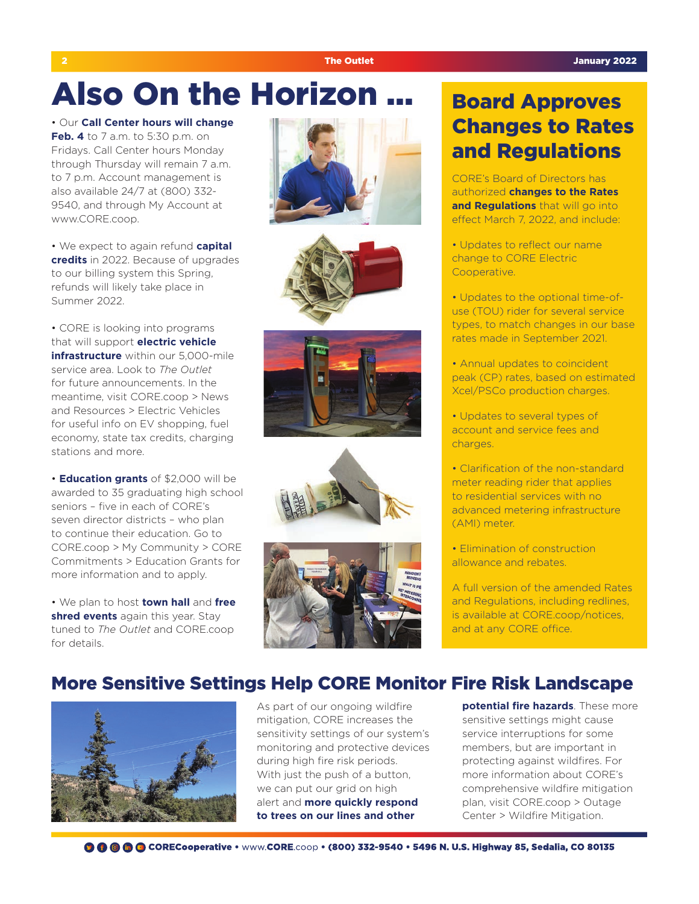# Also On the Horizon ...

• Our **Call Center hours will change Feb. 4** to 7 a.m. to 5:30 p.m. on Fridays. Call Center hours Monday through Thursday will remain 7 a.m. to 7 p.m. Account management is also available 24/7 at (800) 332-9540, and through My Account at www.CORE.coop.

• We expect to again refund **capital credits** in 2022. Because of upgrades to our billing system this Spring, refunds will likely take place in Summer 2022.

• CORE is looking into programs that will support **electric vehicle infrastructure** within our 5,000-mile service area. Look to *The Outlet* for future announcements. In the meantime, visit CORE.coop > News and Resources > Electric Vehicles for useful info on EV shopping, fuel economy, state tax credits, charging stations and more.

• **Education grants** of $2,000 will be awarded to 35 graduating high school seniors – five in each of CORE's seven director districts – who plan to continue their education. Go to CORE.coop > My Community > CORE Commitments > Education Grants for more information and to apply.

• We plan to host **town hall** and **free shred events** again this year. Stay tuned to *The Outlet* and CORE.coop for details.

## Board Approves Changes to Rates and Regulations

CORE's Board of Directors has authorized **changes to the Rates and Regulations** that will go into effect March 7, 2022, and include:

• Updates to reflect our name change to CORE Electric Cooperative.

• Updates to the optional time-of-use (TOU) rider for several service types, to match changes in our base rates made in September 2021.

• Annual updates to coincident peak (CP) rates, based on estimated Xcel/PSCo production charges.

• Updates to several types of account and service fees and charges.

• Clarification of the non-standard meter reading rider that applies to residential services with no advanced metering infrastructure (AMI) meter.

• Elimination of construction allowance and rebates.

A full version of the amended Rates and Regulations, including redlines, is available at CORE.coop/notices, and at any CORE office.

## More Sensitive Settings Help CORE Monitor Fire Risk Landscape

As part of our ongoing wildfire mitigation, CORE increases the sensitivity settings of our system's monitoring and protective devices during high fire risk periods. With just the push of a button, we can put our grid on high alert and **more quickly respond to trees on our lines and other potential fire hazards**. These more sensitive settings might cause service interruptions for some members, but are important in protecting against wildfires. For more information about CORE's comprehensive wildfire mitigation plan, visit CORE.coop > Outage Center > Wildfire Mitigation.

**COREcooperative** • www.**CORE**.coop • **(800) 332-9540 • 5496 N. U.S. Highway 85, Sedalia, CO 80135**